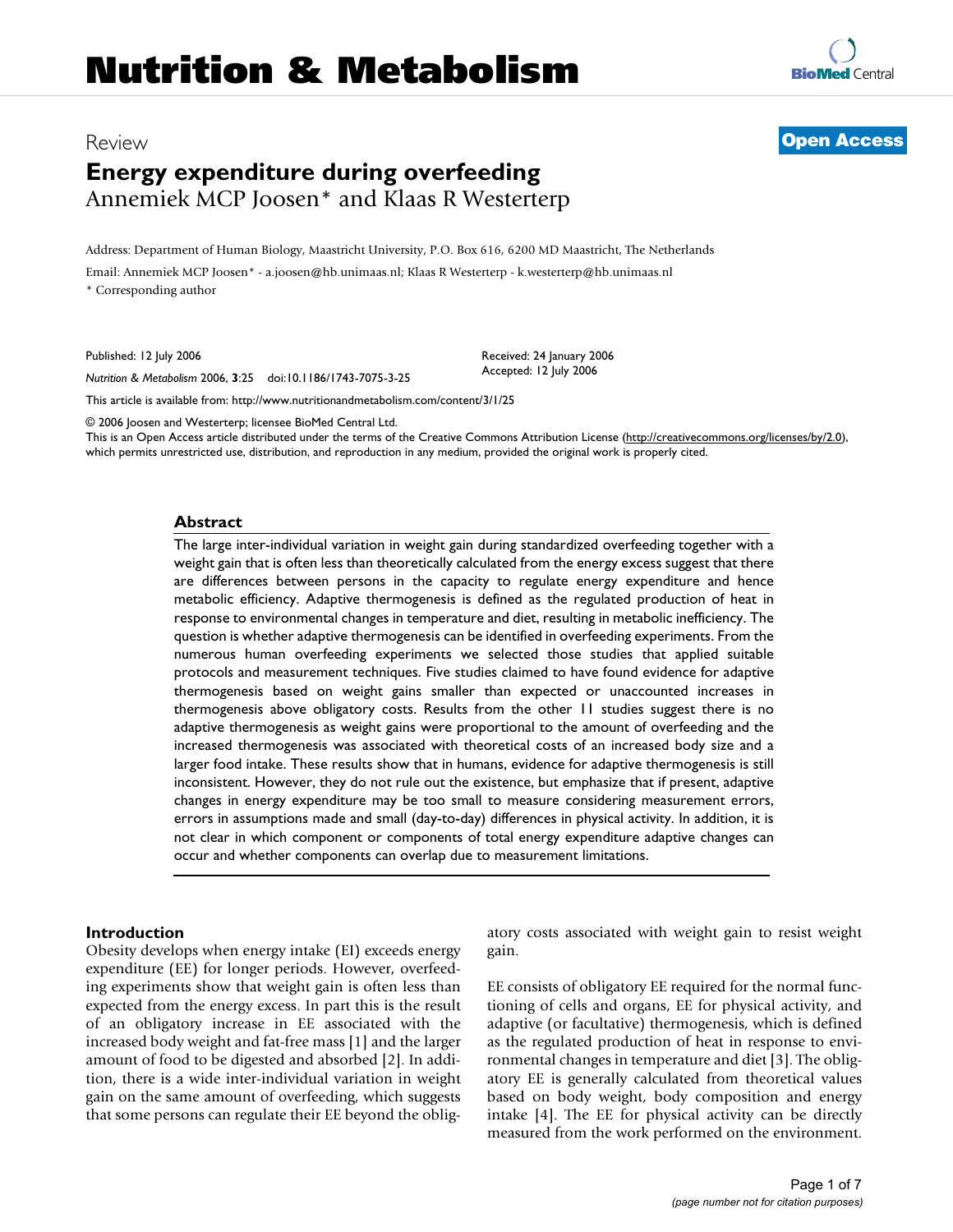# Nutrition & Metabolism

Review

**Open Access**

# Energy expenditure during overfeeding

Annemiek MCP Joosen* and Klaas R Westerterp

Address: Department of Human Biology, Maastricht University, P.O. Box 616, 6200 MD Maastricht, The Netherlands

Email: Annemiek MCP Joosen* - a.joosen@hb.unimaas.nl; Klaas R Westerterp - k.westerterp@hb.unimaas.nl

* Corresponding author

Published: 12 July 2006

*Nutrition & Metabolism* 2006, **3**:25 doi:10.1186/1743-7075-3-25

Received: 24 January 2006
Accepted: 12 July 2006

This article is available from: http://www.nutritionandmetabolism.com/content/3/1/25

© 2006 Joosen and Westerterp; licensee BioMed Central Ltd.

This is an Open Access article distributed under the terms of the Creative Commons Attribution License (http://creativecommons.org/licenses/by/2.0), which permits unrestricted use, distribution, and reproduction in any medium, provided the original work is properly cited.

## Abstract

The large inter-individual variation in weight gain during standardized overfeeding together with a weight gain that is often less than theoretically calculated from the energy excess suggest that there are differences between persons in the capacity to regulate energy expenditure and hence metabolic efficiency. Adaptive thermogenesis is defined as the regulated production of heat in response to environmental changes in temperature and diet, resulting in metabolic inefficiency. The question is whether adaptive thermogenesis can be identified in overfeeding experiments. From the numerous human overfeeding experiments we selected those studies that applied suitable protocols and measurement techniques. Five studies claimed to have found evidence for adaptive thermogenesis based on weight gains smaller than expected or unaccounted increases in thermogenesis above obligatory costs. Results from the other 11 studies suggest there is no adaptive thermogenesis as weight gains were proportional to the amount of overfeeding and the increased thermogenesis was associated with theoretical costs of an increased body size and a larger food intake. These results show that in humans, evidence for adaptive thermogenesis is still inconsistent. However, they do not rule out the existence, but emphasize that if present, adaptive changes in energy expenditure may be too small to measure considering measurement errors, errors in assumptions made and small (day-to-day) differences in physical activity. In addition, it is not clear in which component or components of total energy expenditure adaptive changes can occur and whether components can overlap due to measurement limitations.

## Introduction

Obesity develops when energy intake (EI) exceeds energy expenditure (EE) for longer periods. However, overfeeding experiments show that weight gain is often less than expected from the energy excess. In part this is the result of an obligatory increase in EE associated with the increased body weight and fat-free mass [1] and the larger amount of food to be digested and absorbed [2]. In addition, there is a wide inter-individual variation in weight gain on the same amount of overfeeding, which suggests that some persons can regulate their EE beyond the obligatory costs associated with weight gain to resist weight gain.

EE consists of obligatory EE required for the normal functioning of cells and organs, EE for physical activity, and adaptive (or facultative) thermogenesis, which is defined as the regulated production of heat in response to environmental changes in temperature and diet [3]. The obligatory EE is generally calculated from theoretical values based on body weight, body composition and energy intake [4]. The EE for physical activity can be directly measured from the work performed on the environment.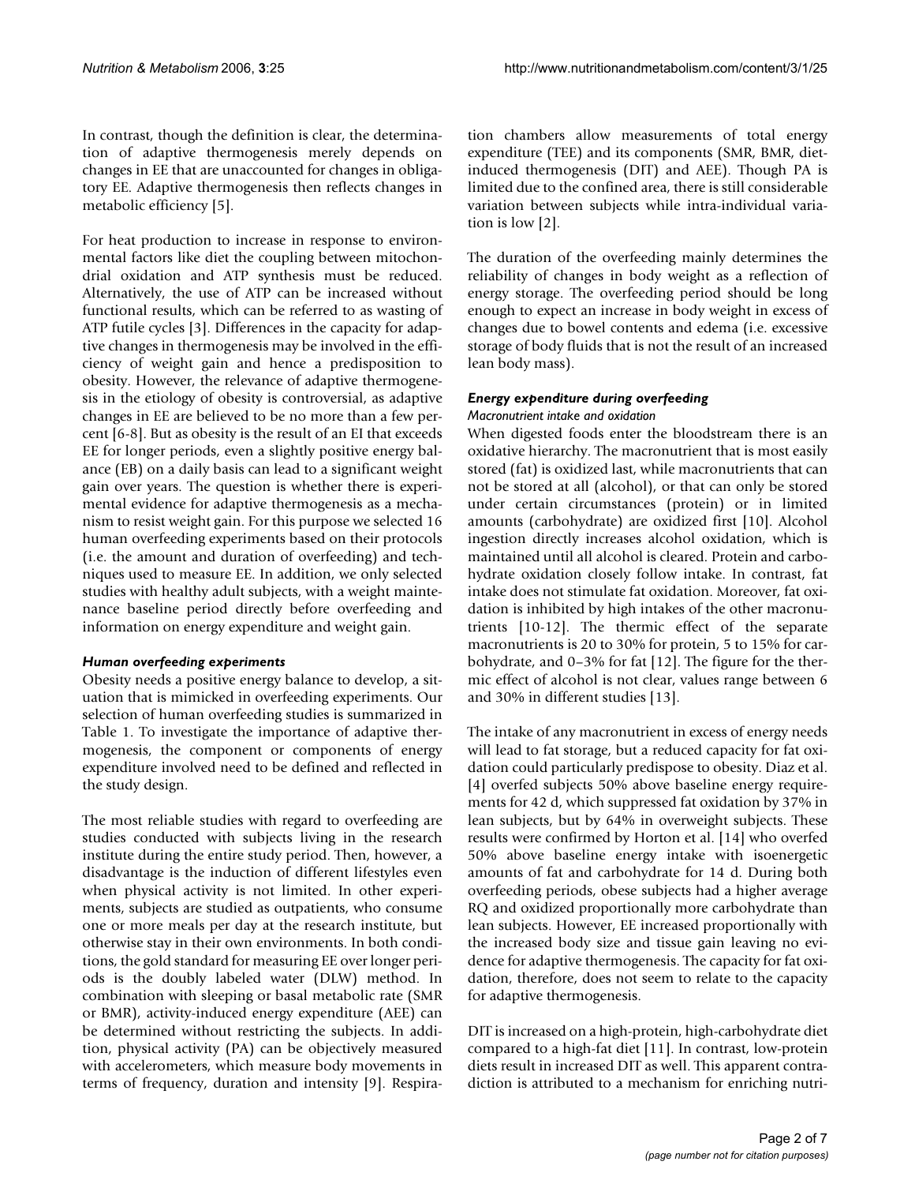In contrast, though the definition is clear, the determination of adaptive thermogenesis merely depends on changes in EE that are unaccounted for changes in obligatory EE. Adaptive thermogenesis then reflects changes in metabolic efficiency [5].

For heat production to increase in response to environmental factors like diet the coupling between mitochondrial oxidation and ATP synthesis must be reduced. Alternatively, the use of ATP can be increased without functional results, which can be referred to as wasting of ATP futile cycles [3]. Differences in the capacity for adaptive changes in thermogenesis may be involved in the efficiency of weight gain and hence a predisposition to obesity. However, the relevance of adaptive thermogenesis in the etiology of obesity is controversial, as adaptive changes in EE are believed to be no more than a few percent [6-8]. But as obesity is the result of an EI that exceeds EE for longer periods, even a slightly positive energy balance (EB) on a daily basis can lead to a significant weight gain over years. The question is whether there is experimental evidence for adaptive thermogenesis as a mechanism to resist weight gain. For this purpose we selected 16 human overfeeding experiments based on their protocols (i.e. the amount and duration of overfeeding) and techniques used to measure EE. In addition, we only selected studies with healthy adult subjects, with a weight maintenance baseline period directly before overfeeding and information on energy expenditure and weight gain.

### *Human overfeeding experiments*

Obesity needs a positive energy balance to develop, a situation that is mimicked in overfeeding experiments. Our selection of human overfeeding studies is summarized in Table 1. To investigate the importance of adaptive thermogenesis, the component or components of energy expenditure involved need to be defined and reflected in the study design.

The most reliable studies with regard to overfeeding are studies conducted with subjects living in the research institute during the entire study period. Then, however, a disadvantage is the induction of different lifestyles even when physical activity is not limited. In other experiments, subjects are studied as outpatients, who consume one or more meals per day at the research institute, but otherwise stay in their own environments. In both conditions, the gold standard for measuring EE over longer periods is the doubly labeled water (DLW) method. In combination with sleeping or basal metabolic rate (SMR or BMR), activity-induced energy expenditure (AEE) can be determined without restricting the subjects. In addition, physical activity (PA) can be objectively measured with accelerometers, which measure body movements in terms of frequency, duration and intensity [9]. Respiration chambers allow measurements of total energy expenditure (TEE) and its components (SMR, BMR, diet-induced thermogenesis (DIT) and AEE). Though PA is limited due to the confined area, there is still considerable variation between subjects while intra-individual variation is low [2].

The duration of the overfeeding mainly determines the reliability of changes in body weight as a reflection of energy storage. The overfeeding period should be long enough to expect an increase in body weight in excess of changes due to bowel contents and edema (i.e. excessive storage of body fluids that is not the result of an increased lean body mass).

### *Energy expenditure during overfeeding*

#### *Macronutrient intake and oxidation*

When digested foods enter the bloodstream there is an oxidative hierarchy. The macronutrient that is most easily stored (fat) is oxidized last, while macronutrients that can not be stored at all (alcohol), or that can only be stored under certain circumstances (protein) or in limited amounts (carbohydrate) are oxidized first [10]. Alcohol ingestion directly increases alcohol oxidation, which is maintained until all alcohol is cleared. Protein and carbohydrate oxidation closely follow intake. In contrast, fat intake does not stimulate fat oxidation. Moreover, fat oxidation is inhibited by high intakes of the other macronutrients [10-12]. The thermic effect of the separate macronutrients is 20 to 30% for protein, 5 to 15% for carbohydrate, and 0–3% for fat [12]. The figure for the thermic effect of alcohol is not clear, values range between 6 and 30% in different studies [13].

The intake of any macronutrient in excess of energy needs will lead to fat storage, but a reduced capacity for fat oxidation could particularly predispose to obesity. Diaz et al. [4] overfed subjects 50% above baseline energy requirements for 42 d, which suppressed fat oxidation by 37% in lean subjects, but by 64% in overweight subjects. These results were confirmed by Horton et al. [14] who overfed 50% above baseline energy intake with isoenergetic amounts of fat and carbohydrate for 14 d. During both overfeeding periods, obese subjects had a higher average RQ and oxidized proportionally more carbohydrate than lean subjects. However, EE increased proportionally with the increased body size and tissue gain leaving no evidence for adaptive thermogenesis. The capacity for fat oxidation, therefore, does not seem to relate to the capacity for adaptive thermogenesis.

DIT is increased on a high-protein, high-carbohydrate diet compared to a high-fat diet [11]. In contrast, low-protein diets result in increased DIT as well. This apparent contradiction is attributed to a mechanism for enriching nutri-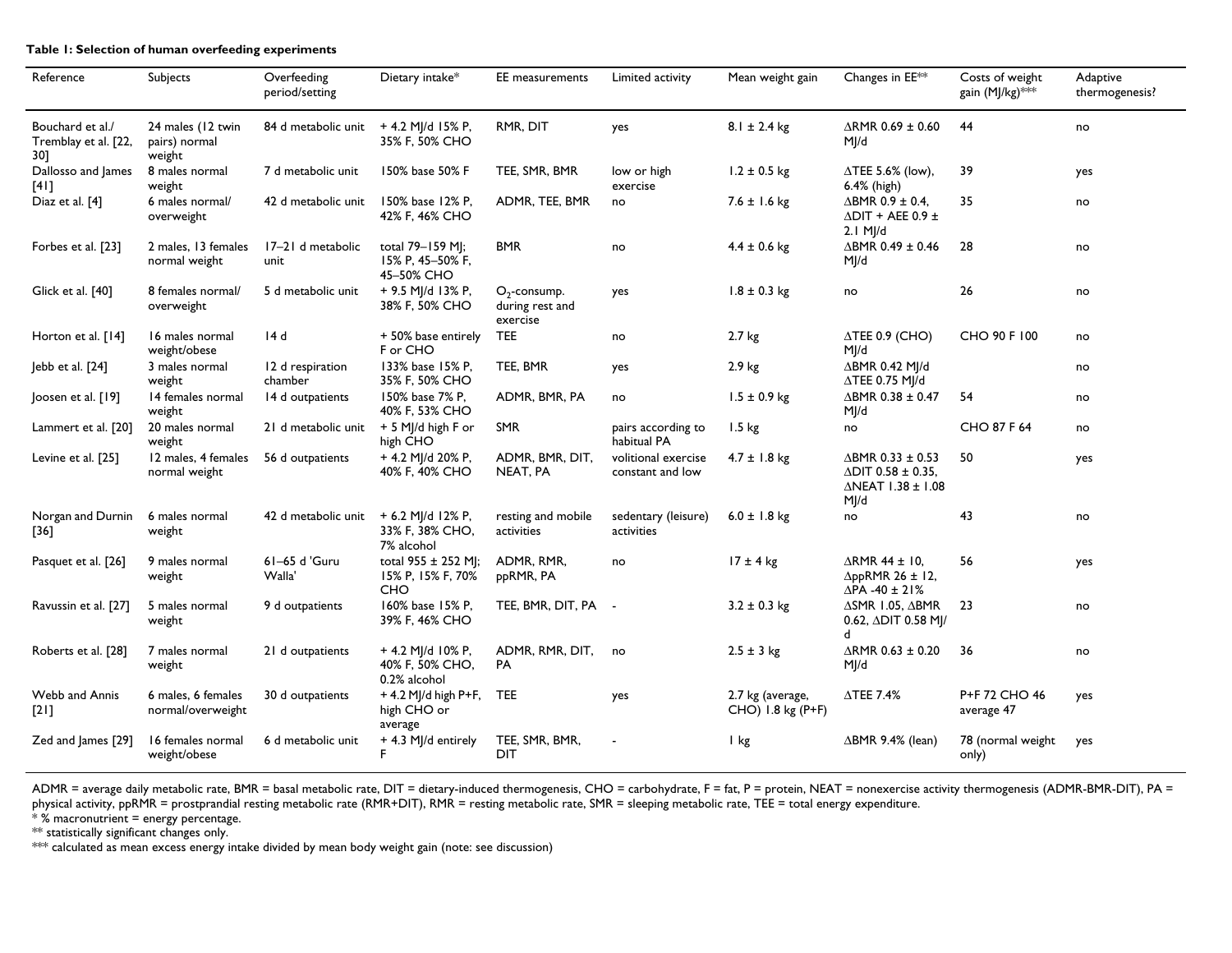**Table 1: Selection of human overfeeding experiments**

| Reference | Subjects | Overfeeding period/setting | Dietary intake* | EE measurements | Limited activity | Mean weight gain | Changes in EE** | Costs of weight gain (MJ/kg)*** | Adaptive thermogenesis? |
|---|---|---|---|---|---|---|---|---|---|
| Bouchard et al./ Tremblay et al. [22, 30] | 24 males (12 twin pairs) normal weight | 84 d metabolic unit | + 4.2 MJ/d 15% P, 35% F, 50% CHO | RMR, DIT | yes | 8.1 ± 2.4 kg | ΔRMR 0.69 ± 0.60 MJ/d | 44 | no |
| Dallosso and James [41] | 8 males normal weight | 7 d metabolic unit | 150% base 50% F | TEE, SMR, BMR | low or high exercise | 1.2 ± 0.5 kg | ΔTEE 5.6% (low), 6.4% (high) | 39 | yes |
| Diaz et al. [4] | 6 males normal/ overweight | 42 d metabolic unit | 150% base 12% P, 42% F, 46% CHO | ADMR, TEE, BMR | no | 7.6 ± 1.6 kg | ΔBMR 0.9 ± 0.4, ΔDIT + AEE 0.9 ± 2.1 MJ/d | 35 | no |
| Forbes et al. [23] | 2 males, 13 females normal weight | 17–21 d metabolic unit | total 79–159 MJ; 15% P, 45–50% F, 45–50% CHO | BMR | no | 4.4 ± 0.6 kg | ΔBMR 0.49 ± 0.46 MJ/d | 28 | no |
| Glick et al. [40] | 8 females normal/ overweight | 5 d metabolic unit | + 9.5 MJ/d 13% P, 38% F, 50% CHO | $O_2$-consump. during rest and exercise | yes | 1.8 ± 0.3 kg | no | 26 | no |
| Horton et al. [14] | 16 males normal weight/obese | 14 d | + 50% base entirely F or CHO | TEE | no | 2.7 kg | ΔTEE 0.9 (CHO) MJ/d | CHO 90 F 100 | no |
| Jebb et al. [24] | 3 males normal weight | 12 d respiration chamber | 133% base 15% P, 35% F, 50% CHO | TEE, BMR | yes | 2.9 kg | ΔBMR 0.42 MJ/d ΔTEE 0.75 MJ/d | | no |
| Joosen et al. [19] | 14 females normal weight | 14 d outpatients | 150% base 7% P, 40% F, 53% CHO | ADMR, BMR, PA | no | 1.5 ± 0.9 kg | ΔBMR 0.38 ± 0.47 MJ/d | 54 | no |
| Lammert et al. [20] | 20 males normal weight | 21 d metabolic unit | + 5 MJ/d high F or high CHO | SMR | pairs according to habitual PA | 1.5 kg | no | CHO 87 F 64 | no |
| Levine et al. [25] | 12 males, 4 females normal weight | 56 d outpatients | + 4.2 MJ/d 20% P, 40% F, 40% CHO | ADMR, BMR, DIT, NEAT, PA | volitional exercise constant and low | 4.7 ± 1.8 kg | ΔBMR 0.33 ± 0.53 ΔDIT 0.58 ± 0.35, ΔNEAT 1.38 ± 1.08 MJ/d | 50 | yes |
| Norgan and Durnin [36] | 6 males normal weight | 42 d metabolic unit | + 6.2 MJ/d 12% P, 33% F, 38% CHO, 7% alcohol | resting and mobile activities | sedentary (leisure) activities | 6.0 ± 1.8 kg | no | 43 | no |
| Pasquet et al. [26] | 9 males normal weight | 61–65 d 'Guru Walla' | total 955 ± 252 MJ; 15% P, 15% F, 70% CHO | ADMR, RMR, ppRMR, PA | no | 17 ± 4 kg | ΔRMR 44 ± 10, ΔppRMR 26 ± 12, ΔPA -40 ± 21% | 56 | yes |
| Ravussin et al. [27] | 5 males normal weight | 9 d outpatients | 160% base 15% P, 39% F, 46% CHO | TEE, BMR, DIT, PA | - | 3.2 ± 0.3 kg | ΔSMR 1.05, ΔBMR 0.62, ΔDIT 0.58 MJ/d | 23 | no |
| Roberts et al. [28] | 7 males normal weight | 21 d outpatients | + 4.2 MJ/d 10% P, 40% F, 50% CHO, 0.2% alcohol | ADMR, RMR, DIT, PA | no | 2.5 ± 3 kg | ΔRMR 0.63 ± 0.20 MJ/d | 36 | no |
| Webb and Annis [21] | 6 males, 6 females normal/overweight | 30 d outpatients | + 4.2 MJ/d high P+F, high CHO or average | TEE | yes | 2.7 kg (average, CHO) 1.8 kg (P+F) | ΔTEE 7.4% | P+F 72 CHO 46 average 47 | yes |
| Zed and James [29] | 16 females normal weight/obese | 6 d metabolic unit | + 4.3 MJ/d entirely F | TEE, SMR, BMR, DIT | - | 1 kg | ΔBMR 9.4% (lean) | 78 (normal weight only) | yes |

ADMR = average daily metabolic rate, BMR = basal metabolic rate, DIT = dietary-induced thermogenesis, CHO = carbohydrate, F = fat, P = protein, NEAT = nonexercise activity thermogenesis (ADMR-BMR-DIT), PA = physical activity, ppRMR = prostprandial resting metabolic rate (RMR+DIT), RMR = resting metabolic rate, SMR = sleeping metabolic rate, TEE = total energy expenditure.

* % macronutrient = energy percentage.

** statistically significant changes only.

*** calculated as mean excess energy intake divided by mean body weight gain (note: see discussion)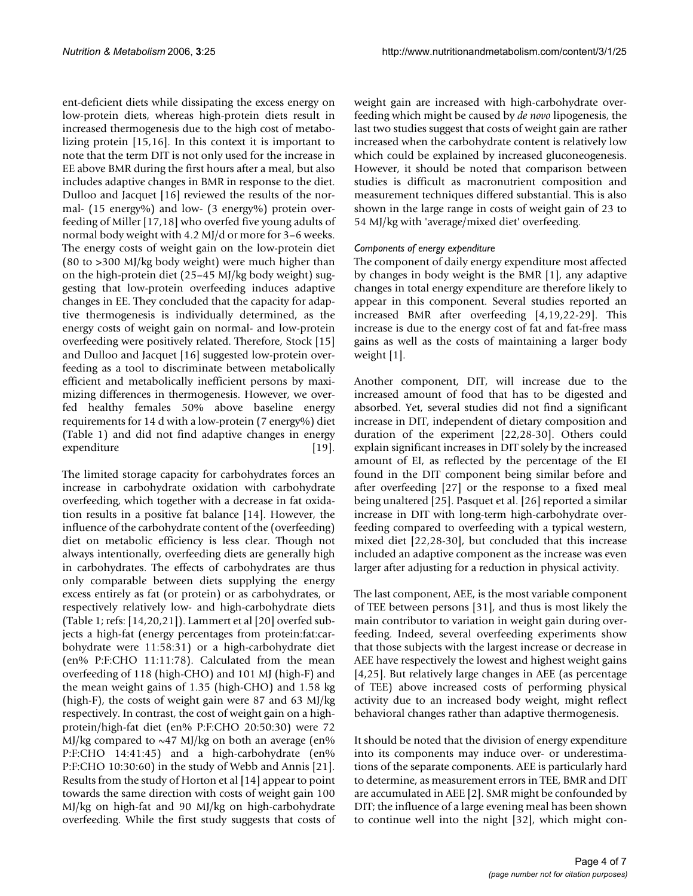ent-deficient diets while dissipating the excess energy on low-protein diets, whereas high-protein diets result in increased thermogenesis due to the high cost of metabolizing protein [15,16]. In this context it is important to note that the term DIT is not only used for the increase in EE above BMR during the first hours after a meal, but also includes adaptive changes in BMR in response to the diet. Dulloo and Jacquet [16] reviewed the results of the normal- (15 energy%) and low- (3 energy%) protein overfeeding of Miller [17,18] who overfed five young adults of normal body weight with 4.2 MJ/d or more for 3–6 weeks. The energy costs of weight gain on the low-protein diet (80 to >300 MJ/kg body weight) were much higher than on the high-protein diet (25–45 MJ/kg body weight) suggesting that low-protein overfeeding induces adaptive changes in EE. They concluded that the capacity for adaptive thermogenesis is individually determined, as the energy costs of weight gain on normal- and low-protein overfeeding were positively related. Therefore, Stock [15] and Dulloo and Jacquet [16] suggested low-protein overfeeding as a tool to discriminate between metabolically efficient and metabolically inefficient persons by maximizing differences in thermogenesis. However, we overfed healthy females 50% above baseline energy requirements for 14 d with a low-protein (7 energy%) diet (Table 1) and did not find adaptive changes in energy expenditure [19].

The limited storage capacity for carbohydrates forces an increase in carbohydrate oxidation with carbohydrate overfeeding, which together with a decrease in fat oxidation results in a positive fat balance [14]. However, the influence of the carbohydrate content of the (overfeeding) diet on metabolic efficiency is less clear. Though not always intentionally, overfeeding diets are generally high in carbohydrates. The effects of carbohydrates are thus only comparable between diets supplying the energy excess entirely as fat (or protein) or as carbohydrates, or respectively relatively low- and high-carbohydrate diets (Table 1; refs: [14,20,21]). Lammert et al [20] overfed subjects a high-fat (energy percentages from protein:fat:carbohydrate were 11:58:31) or a high-carbohydrate diet (en% P:F:CHO 11:11:78). Calculated from the mean overfeeding of 118 (high-CHO) and 101 MJ (high-F) and the mean weight gains of 1.35 (high-CHO) and 1.58 kg (high-F), the costs of weight gain were 87 and 63 MJ/kg respectively. In contrast, the cost of weight gain on a high-protein/high-fat diet (en% P:F:CHO 20:50:30) were 72 MJ/kg compared to ~47 MJ/kg on both an average (en% P:F:CHO 14:41:45) and a high-carbohydrate (en% P:F:CHO 10:30:60) in the study of Webb and Annis [21]. Results from the study of Horton et al [14] appear to point towards the same direction with costs of weight gain 100 MJ/kg on high-fat and 90 MJ/kg on high-carbohydrate overfeeding. While the first study suggests that costs of weight gain are increased with high-carbohydrate overfeeding which might be caused by *de novo* lipogenesis, the last two studies suggest that costs of weight gain are rather increased when the carbohydrate content is relatively low which could be explained by increased gluconeogenesis. However, it should be noted that comparison between studies is difficult as macronutrient composition and measurement techniques differed substantial. This is also shown in the large range in costs of weight gain of 23 to 54 MJ/kg with 'average/mixed diet' overfeeding.

#### *Components of energy expenditure*

The component of daily energy expenditure most affected by changes in body weight is the BMR [1], any adaptive changes in total energy expenditure are therefore likely to appear in this component. Several studies reported an increased BMR after overfeeding [4,19,22-29]. This increase is due to the energy cost of fat and fat-free mass gains as well as the costs of maintaining a larger body weight [1].

Another component, DIT, will increase due to the increased amount of food that has to be digested and absorbed. Yet, several studies did not find a significant increase in DIT, independent of dietary composition and duration of the experiment [22,28-30]. Others could explain significant increases in DIT solely by the increased amount of EI, as reflected by the percentage of the EI found in the DIT component being similar before and after overfeeding [27] or the response to a fixed meal being unaltered [25]. Pasquet et al. [26] reported a similar increase in DIT with long-term high-carbohydrate overfeeding compared to overfeeding with a typical western, mixed diet [22,28-30], but concluded that this increase included an adaptive component as the increase was even larger after adjusting for a reduction in physical activity.

The last component, AEE, is the most variable component of TEE between persons [31], and thus is most likely the main contributor to variation in weight gain during overfeeding. Indeed, several overfeeding experiments show that those subjects with the largest increase or decrease in AEE have respectively the lowest and highest weight gains [4,25]. But relatively large changes in AEE (as percentage of TEE) above increased costs of performing physical activity due to an increased body weight, might reflect behavioral changes rather than adaptive thermogenesis.

It should be noted that the division of energy expenditure into its components may induce over- or underestimations of the separate components. AEE is particularly hard to determine, as measurement errors in TEE, BMR and DIT are accumulated in AEE [2]. SMR might be confounded by DIT; the influence of a large evening meal has been shown to continue well into the night [32], which might con-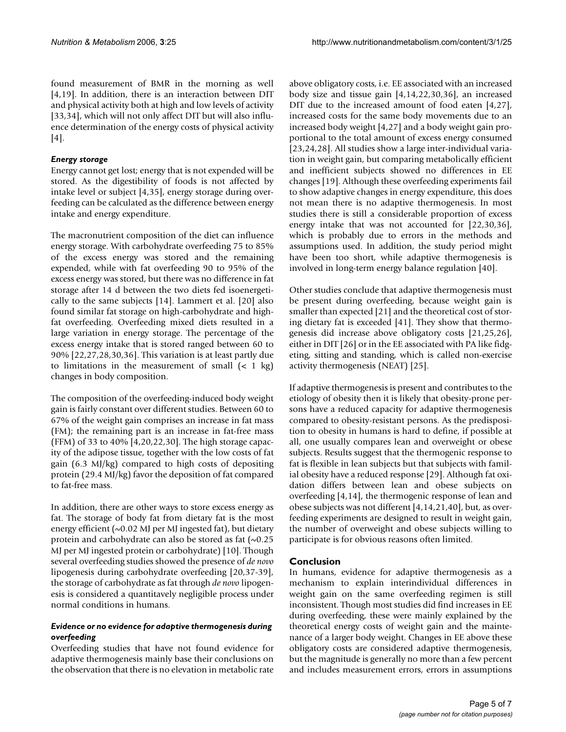found measurement of BMR in the morning as well [4,19]. In addition, there is an interaction between DIT and physical activity both at high and low levels of activity [33,34], which will not only affect DIT but will also influence determination of the energy costs of physical activity [4].

### *Energy storage*

Energy cannot get lost; energy that is not expended will be stored. As the digestibility of foods is not affected by intake level or subject [4,35], energy storage during overfeeding can be calculated as the difference between energy intake and energy expenditure.

The macronutrient composition of the diet can influence energy storage. With carbohydrate overfeeding 75 to 85% of the excess energy was stored and the remaining expended, while with fat overfeeding 90 to 95% of the excess energy was stored, but there was no difference in fat storage after 14 d between the two diets fed isoenergetically to the same subjects [14]. Lammert et al. [20] also found similar fat storage on high-carbohydrate and high-fat overfeeding. Overfeeding mixed diets resulted in a large variation in energy storage. The percentage of the excess energy intake that is stored ranged between 60 to 90% [22,27,28,30,36]. This variation is at least partly due to limitations in the measurement of small (< 1 kg) changes in body composition.

The composition of the overfeeding-induced body weight gain is fairly constant over different studies. Between 60 to 67% of the weight gain comprises an increase in fat mass (FM); the remaining part is an increase in fat-free mass (FFM) of 33 to 40% [4,20,22,30]. The high storage capacity of the adipose tissue, together with the low costs of fat gain (6.3 MJ/kg) compared to high costs of depositing protein (29.4 MJ/kg) favor the deposition of fat compared to fat-free mass.

In addition, there are other ways to store excess energy as fat. The storage of body fat from dietary fat is the most energy efficient (~0.02 MJ per MJ ingested fat), but dietary protein and carbohydrate can also be stored as fat (~0.25 MJ per MJ ingested protein or carbohydrate) [10]. Though several overfeeding studies showed the presence of *de novo* lipogenesis during carbohydrate overfeeding [20,37-39], the storage of carbohydrate as fat through *de novo* lipogenesis is considered a quantitatively negligible process under normal conditions in humans.

### *Evidence or no evidence for adaptive thermogenesis during overfeeding*

Overfeeding studies that have not found evidence for adaptive thermogenesis mainly base their conclusions on the observation that there is no elevation in metabolic rate above obligatory costs, i.e. EE associated with an increased body size and tissue gain [4,14,22,30,36], an increased DIT due to the increased amount of food eaten [4,27], increased costs for the same body movements due to an increased body weight [4,27] and a body weight gain proportional to the total amount of excess energy consumed [23,24,28]. All studies show a large inter-individual variation in weight gain, but comparing metabolically efficient and inefficient subjects showed no differences in EE changes [19]. Although these overfeeding experiments fail to show adaptive changes in energy expenditure, this does not mean there is no adaptive thermogenesis. In most studies there is still a considerable proportion of excess energy intake that was not accounted for [22,30,36], which is probably due to errors in the methods and assumptions used. In addition, the study period might have been too short, while adaptive thermogenesis is involved in long-term energy balance regulation [40].

Other studies conclude that adaptive thermogenesis must be present during overfeeding, because weight gain is smaller than expected [21] and the theoretical cost of storing dietary fat is exceeded [41]. They show that thermogenesis did increase above obligatory costs [21,25,26], either in DIT [26] or in the EE associated with PA like fidgeting, sitting and standing, which is called non-exercise activity thermogenesis (NEAT) [25].

If adaptive thermogenesis is present and contributes to the etiology of obesity then it is likely that obesity-prone persons have a reduced capacity for adaptive thermogenesis compared to obesity-resistant persons. As the predisposition to obesity in humans is hard to define, if possible at all, one usually compares lean and overweight or obese subjects. Results suggest that the thermogenic response to fat is flexible in lean subjects but that subjects with familial obesity have a reduced response [29]. Although fat oxidation differs between lean and obese subjects on overfeeding [4,14], the thermogenic response of lean and obese subjects was not different [4,14,21,40], but, as overfeeding experiments are designed to result in weight gain, the number of overweight and obese subjects willing to participate is for obvious reasons often limited.

## Conclusion

In humans, evidence for adaptive thermogenesis as a mechanism to explain interindividual differences in weight gain on the same overfeeding regimen is still inconsistent. Though most studies did find increases in EE during overfeeding, these were mainly explained by the theoretical energy costs of weight gain and the maintenance of a larger body weight. Changes in EE above these obligatory costs are considered adaptive thermogenesis, but the magnitude is generally no more than a few percent and includes measurement errors, errors in assumptions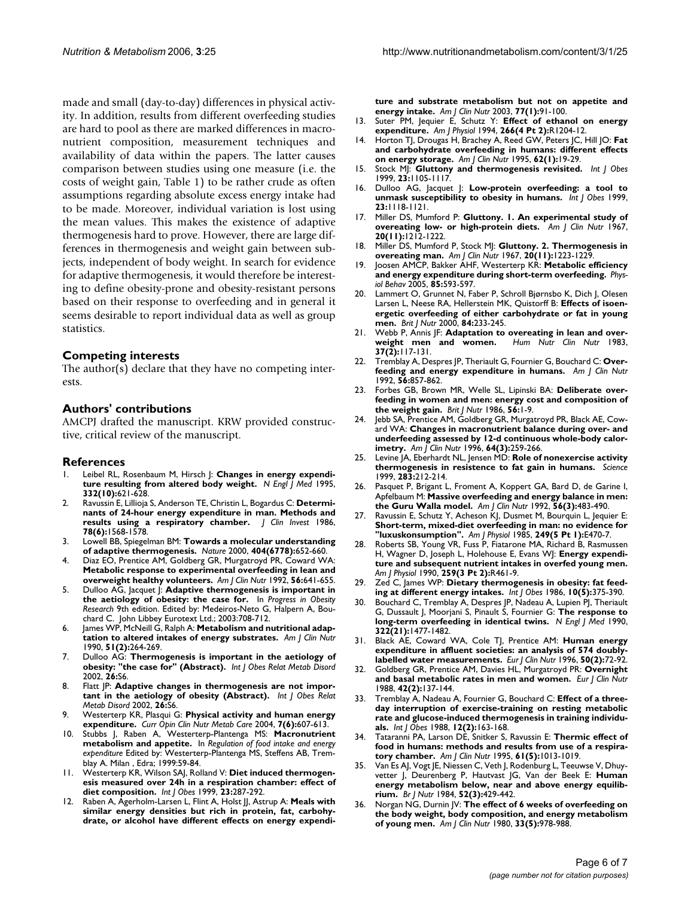made and small (day-to-day) differences in physical activity. In addition, results from different overfeeding studies are hard to pool as there are marked differences in macronutrient composition, measurement techniques and availability of data within the papers. The latter causes comparison between studies using one measure (i.e. the costs of weight gain, Table 1) to be rather crude as often assumptions regarding absolute excess energy intake had to be made. Moreover, individual variation is lost using the mean values. This makes the existence of adaptive thermogenesis hard to prove. However, there are large differences in thermogenesis and weight gain between subjects, independent of body weight. In search for evidence for adaptive thermogenesis, it would therefore be interesting to define obesity-prone and obesity-resistant persons based on their response to overfeeding and in general it seems desirable to report individual data as well as group statistics.

## Competing interests

The author(s) declare that they have no competing interests.

## Authors' contributions

AMCPJ drafted the manuscript. KRW provided constructive, critical review of the manuscript.

## References

1. Leibel RL, Rosenbaum M, Hirsch J: **Changes in energy expenditure resulting from altered body weight.** *N Engl J Med* 1995, **332(10):**621-628.
2. Ravussin E, Lillioja S, Anderson TE, Christin L, Bogardus C: **Determinants of 24-hour energy expenditure in man. Methods and results using a respiratory chamber.** *J Clin Invest* 1986, **78(6):**1568-1578.
3. Lowell BB, Spiegelman BM: **Towards a molecular understanding of adaptive thermogenesis.** *Nature* 2000, **404(6778):**652-660.
4. Diaz EO, Prentice AM, Goldberg GR, Murgatroyd PR, Coward WA: **Metabolic response to experimental overfeeding in lean and overweight healthy volunteers.** *Am J Clin Nutr* 1992, **56:**641-655.
5. Dulloo AG, Jacquet J: **Adaptive thermogenesis is important in the aetiology of obesity: the case for.** In *Progress in Obesity Research* 9th edition. Edited by: Medeiros-Neto G, Halpern A, Bouchard C. John Libbey Eurotext Ltd.; 2003:708-712.
6. James WP, McNeill G, Ralph A: **Metabolism and nutritional adaptation to altered intakes of energy substrates.** *Am J Clin Nutr* 1990, **51(2):**264-269.
7. Dulloo AG: **Thermogenesis is important in the aetiology of obesity: "the case for" (Abstract).** *Int J Obes Relat Metab Disord* 2002, **26:**S6.
8. Flatt JP: **Adaptive changes in thermogenesis are not important in the aetiology of obesity (Abstract).** *Int J Obes Relat Metab Disord* 2002, **26:**S6.
9. Westerterp KR, Plasqui G: **Physical activity and human energy expenditure.** *Curr Opin Clin Nutr Metab Care* 2004, **7(6):**607-613.
10. Stubbs J, Raben A, Westerterp-Plantenga MS: **Macronutrient metabolism and appetite.** In *Regulation of food intake and energy expenditure* Edited by: Westerterp-Plantenga MS, Steffens AB, Tremblay A. Milan , Edra; 1999:59-84.
11. Westerterp KR, Wilson SAJ, Rolland V: **Diet induced thermogenesis measured over 24h in a respiration chamber: effect of diet composition.** *Int J Obes* 1999, **23:**287-292.
12. Raben A, Agerholm-Larsen L, Flint A, Holst JJ, Astrup A: **Meals with similar energy densities but rich in protein, fat, carbohydrate, or alcohol have different effects on energy expenditure and substrate metabolism but not on appetite and energy intake.** *Am J Clin Nutr* 2003, **77(1):**91-100.
13. Suter PM, Jequier E, Schutz Y: **Effect of ethanol on energy expenditure.** *Am J Physiol* 1994, **266(4 Pt 2):**R1204-12.
14. Horton TJ, Drougas H, Brachey A, Reed GW, Peters JC, Hill JO: **Fat and carbohydrate overfeeding in humans: different effects on energy storage.** *Am J Clin Nutr* 1995, **62(1):**19-29.
15. Stock MJ: **Gluttony and thermogenesis revisited.** *Int J Obes* 1999, **23:**1105-1117.
16. Dulloo AG, Jacquet J: **Low-protein overfeeding: a tool to unmask susceptibility to obesity in humans.** *Int J Obes* 1999, **23:**1118-1121.
17. Miller DS, Mumford P: **Gluttony. 1. An experimental study of overeating low- or high-protein diets.** *Am J Clin Nutr* 1967, **20(11):**1212-1222.
18. Miller DS, Mumford P, Stock MJ: **Gluttony. 2. Thermogenesis in overeating man.** *Am J Clin Nutr* 1967, **20(11):**1223-1229.
19. Joosen AMCP, Bakker AHF, Westerterp KR: **Metabolic efficiency and energy expenditure during short-term overfeeding.** *Physiol Behav* 2005, **85:**593-597.
20. Lammert O, Grunnet N, Faber P, Schroll Bjørnsbo K, Dich J, Olesen Larsen L, Neese RA, Hellerstein MK, Quistorff B: **Effects of isoenergetic overfeeding of either carbohydrate or fat in young men.** *Brit J Nutr* 2000, **84:**233-245.
21. Webb P, Annis JF: **Adaptation to overeating in lean and overweight men and women.** *Hum Nutr Clin Nutr* 1983, **37(2):**117-131.
22. Tremblay A, Despres JP, Theriault G, Fournier G, Bouchard C: **Overfeeding and energy expenditure in humans.** *Am J Clin Nutr* 1992, **56:**857-862.
23. Forbes GB, Brown MR, Welle SL, Lipinski BA: **Deliberate overfeeding in women and men: energy cost and composition of the weight gain.** *Brit J Nutr* 1986, **56:**1-9.
24. Jebb SA, Prentice AM, Goldberg GR, Murgatroyd PR, Black AE, Coward WA: **Changes in macronutrient balance during over- and underfeeding assessed by 12-d continuous whole-body calorimetry.** *Am J Clin Nutr* 1996, **64(3):**259-266.
25. Levine JA, Eberhardt NL, Jensen MD: **Role of nonexercise activity thermogenesis in resistence to fat gain in humans.** *Science* 1999, **283:**212-214.
26. Pasquet P, Brigant L, Froment A, Koppert GA, Bard D, de Garine I, Apfelbaum M: **Massive overfeeding and energy balance in men: the Guru Walla model.** *Am J Clin Nutr* 1992, **56(3):**483-490.
27. Ravussin E, Schutz Y, Acheson KJ, Dusmet M, Bourquin L, Jequier E: **Short-term, mixed-diet overfeeding in man: no evidence for "luxuskonsumption".** *Am J Physiol* 1985, **249(5 Pt 1):**E470-7.
28. Roberts SB, Young VR, Fuss P, Fiatarone MA, Richard B, Rasmussen H, Wagner D, Joseph L, Holehouse E, Evans WJ: **Energy expenditure and subsequent nutrient intakes in overfed young men.** *Am J Physiol* 1990, **259(3 Pt 2):**R461-9.
29. Zed C, James WP: **Dietary thermogenesis in obesity: fat feeding at different energy intakes.** *Int J Obes* 1986, **10(5):**375-390.
30. Bouchard C, Tremblay A, Despres JP, Nadeau A, Lupien PJ, Theriault G, Dussault J, Moorjani S, Pinault S, Fournier G: **The response to long-term overfeeding in identical twins.** *N Engl J Med* 1990, **322(21):**1477-1482.
31. Black AE, Coward WA, Cole TJ, Prentice AM: **Human energy expenditure in affluent societies: an analysis of 574 doubly-labelled water measurements.** *Eur J Clin Nutr* 1996, **50(2):**72-92.
32. Goldberg GR, Prentice AM, Davies HL, Murgatroyd PR: **Overnight and basal metabolic rates in men and women.** *Eur J Clin Nutr* 1988, **42(2):**137-144.
33. Tremblay A, Nadeau A, Fournier G, Bouchard C: **Effect of a three-day interruption of exercise-training on resting metabolic rate and glucose-induced thermogenesis in training individuals.** *Int J Obes* 1988, **12(2):**163-168.
34. Tataranni PA, Larson DE, Snitker S, Ravussin E: **Thermic effect of food in humans: methods and results from use of a respiratory chamber.** *Am J Clin Nutr* 1995, **61(5):**1013-1019.
35. Van Es AJ, Vogt JE, Niessen C, Veth J, Rodenburg L, Teeuwse V, Dhuyvetter J, Deurenberg P, Hautvast JG, Van der Beek E: **Human energy metabolism below, near and above energy equilibrium.** *Br J Nutr* 1984, **52(3):**429-442.
36. Norgan NG, Durnin JV: **The effect of 6 weeks of overfeeding on the body weight, body composition, and energy metabolism of young men.** *Am J Clin Nutr* 1980, **33(5):**978-988.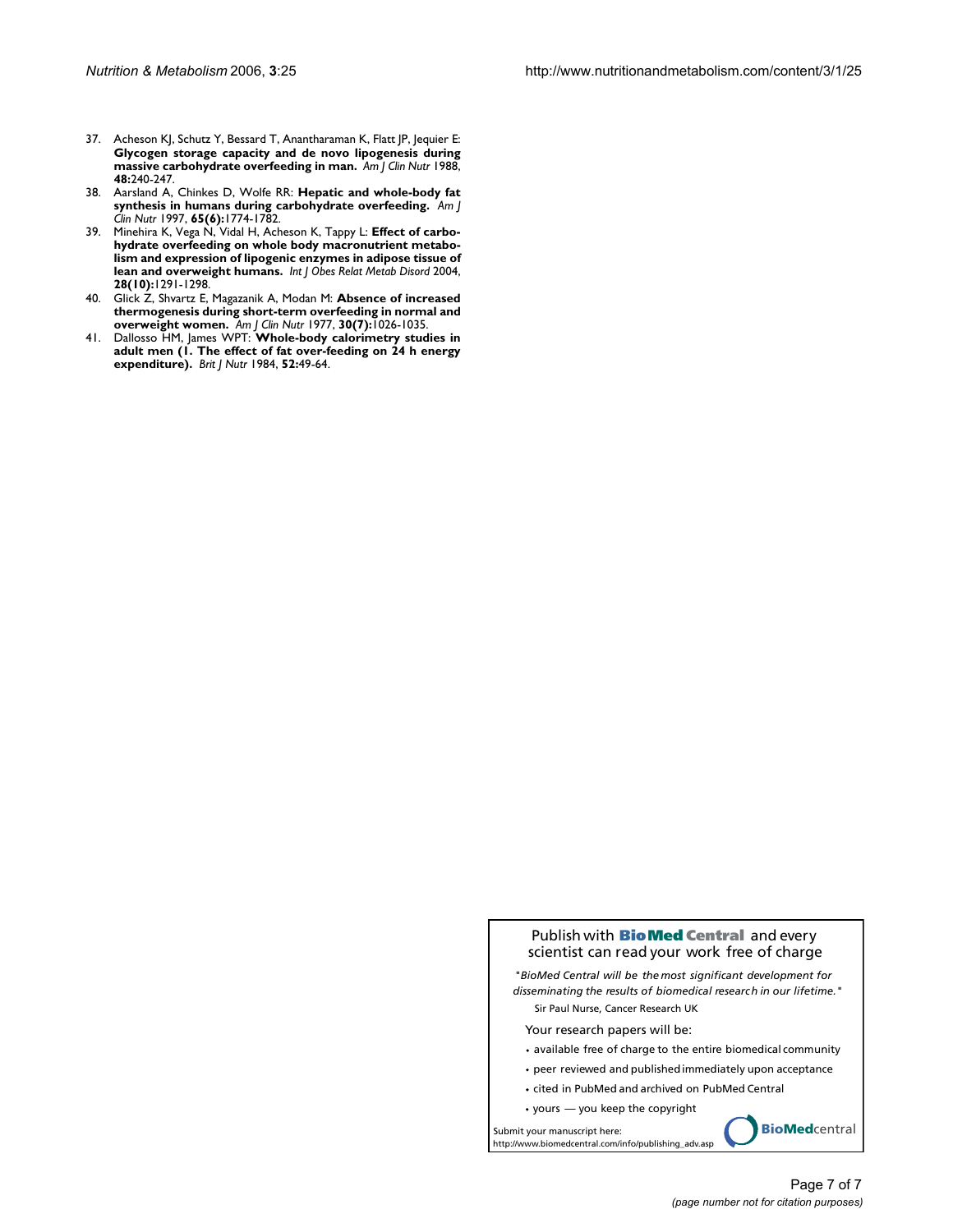37. Acheson KJ, Schutz Y, Bessard T, Anantharaman K, Flatt JP, Jequier E: **Glycogen storage capacity and de novo lipogenesis during massive carbohydrate overfeeding in man.** *Am J Clin Nutr* 1988, **48:**240-247.
38. Aarsland A, Chinkes D, Wolfe RR: **Hepatic and whole-body fat synthesis in humans during carbohydrate overfeeding.** *Am J Clin Nutr* 1997, **65(6):**1774-1782.
39. Minehira K, Vega N, Vidal H, Acheson K, Tappy L: **Effect of carbohydrate overfeeding on whole body macronutrient metabolism and expression of lipogenic enzymes in adipose tissue of lean and overweight humans.** *Int J Obes Relat Metab Disord* 2004, **28(10):**1291-1298.
40. Glick Z, Shvartz E, Magazanik A, Modan M: **Absence of increased thermogenesis during short-term overfeeding in normal and overweight women.** *Am J Clin Nutr* 1977, **30(7):**1026-1035.
41. Dallosso HM, James WPT: **Whole-body calorimetry studies in adult men (1. The effect of fat over-feeding on 24 h energy expenditure).** *Brit J Nutr* 1984, **52:**49-64.

Publish with **BioMed Central** and every scientist can read your work free of charge

*"BioMed Central will be the most significant development for disseminating the results of biomedical research in our lifetime."*

Sir Paul Nurse, Cancer Research UK

Your research papers will be:

- available free of charge to the entire biomedical community
- peer reviewed and published immediately upon acceptance
- cited in PubMed and archived on PubMed Central
- yours — you keep the copyright

Submit your manuscript here:
http://www.biomedcentral.com/info/publishing_adv.asp

**BioMed**central